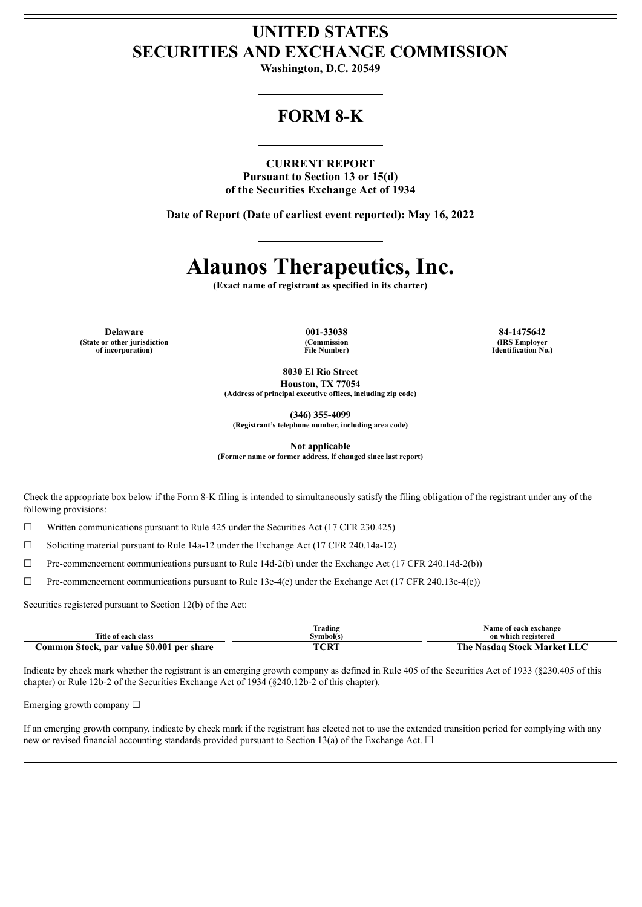# UNITED STATES
# SECURITIES AND EXCHANGE COMMISSION

**Washington, D.C. 20549**

## FORM 8-K

**CURRENT REPORT**
**Pursuant to Section 13 or 15(d)**
**of the Securities Exchange Act of 1934**

**Date of Report (Date of earliest event reported): May 16, 2022**

# Alaunos Therapeutics, Inc.

**(Exact name of registrant as specified in its charter)**

| Delaware | 001-33038 | 84-1475642 |
|---|---|---|
| (State or other jurisdiction of incorporation) | (Commission File Number) | (IRS Employer Identification No.) |

**8030 El Rio Street**
**Houston, TX 77054**
**(Address of principal executive offices, including zip code)**

**(346) 355-4099**
**(Registrant's telephone number, including area code)**

**Not applicable**
**(Former name or former address, if changed since last report)**

Check the appropriate box below if the Form 8-K filing is intended to simultaneously satisfy the filing obligation of the registrant under any of the following provisions:

☐ Written communications pursuant to Rule 425 under the Securities Act (17 CFR 230.425)

☐ Soliciting material pursuant to Rule 14a-12 under the Exchange Act (17 CFR 240.14a-12)

☐ Pre-commencement communications pursuant to Rule 14d-2(b) under the Exchange Act (17 CFR 240.14d-2(b))

☐ Pre-commencement communications pursuant to Rule 13e-4(c) under the Exchange Act (17 CFR 240.13e-4(c))

Securities registered pursuant to Section 12(b) of the Act:

| Title of each class | Trading Symbol(s) | Name of each exchange on which registered |
|---|---|---|
| **Common Stock, par value $0.001 per share** | **TCRT** | **The Nasdaq Stock Market LLC** |

Indicate by check mark whether the registrant is an emerging growth company as defined in Rule 405 of the Securities Act of 1933 (§230.405 of this chapter) or Rule 12b-2 of the Securities Exchange Act of 1934 (§240.12b-2 of this chapter).

Emerging growth company ☐

If an emerging growth company, indicate by check mark if the registrant has elected not to use the extended transition period for complying with any new or revised financial accounting standards provided pursuant to Section 13(a) of the Exchange Act. ☐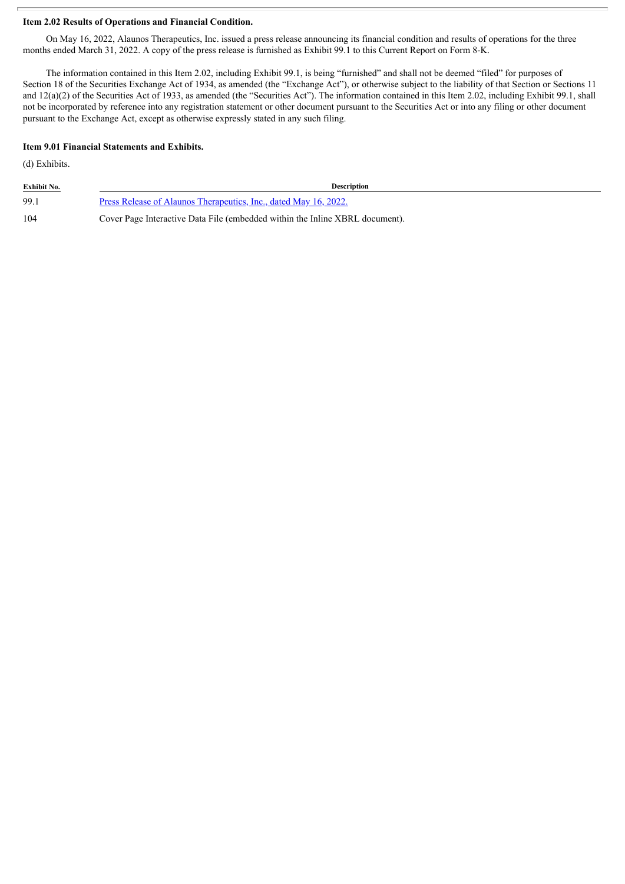**Item 2.02 Results of Operations and Financial Condition.**

On May 16, 2022, Alaunos Therapeutics, Inc. issued a press release announcing its financial condition and results of operations for the three months ended March 31, 2022. A copy of the press release is furnished as Exhibit 99.1 to this Current Report on Form 8-K.

The information contained in this Item 2.02, including Exhibit 99.1, is being "furnished" and shall not be deemed "filed" for purposes of Section 18 of the Securities Exchange Act of 1934, as amended (the "Exchange Act"), or otherwise subject to the liability of that Section or Sections 11 and 12(a)(2) of the Securities Act of 1933, as amended (the "Securities Act"). The information contained in this Item 2.02, including Exhibit 99.1, shall not be incorporated by reference into any registration statement or other document pursuant to the Securities Act or into any filing or other document pursuant to the Exchange Act, except as otherwise expressly stated in any such filing.

**Item 9.01 Financial Statements and Exhibits.**

(d) Exhibits.

| Exhibit No. | Description |
| --- | --- |
| 99.1 | Press Release of Alaunos Therapeutics, Inc., dated May 16, 2022. |
| 104 | Cover Page Interactive Data File (embedded within the Inline XBRL document). |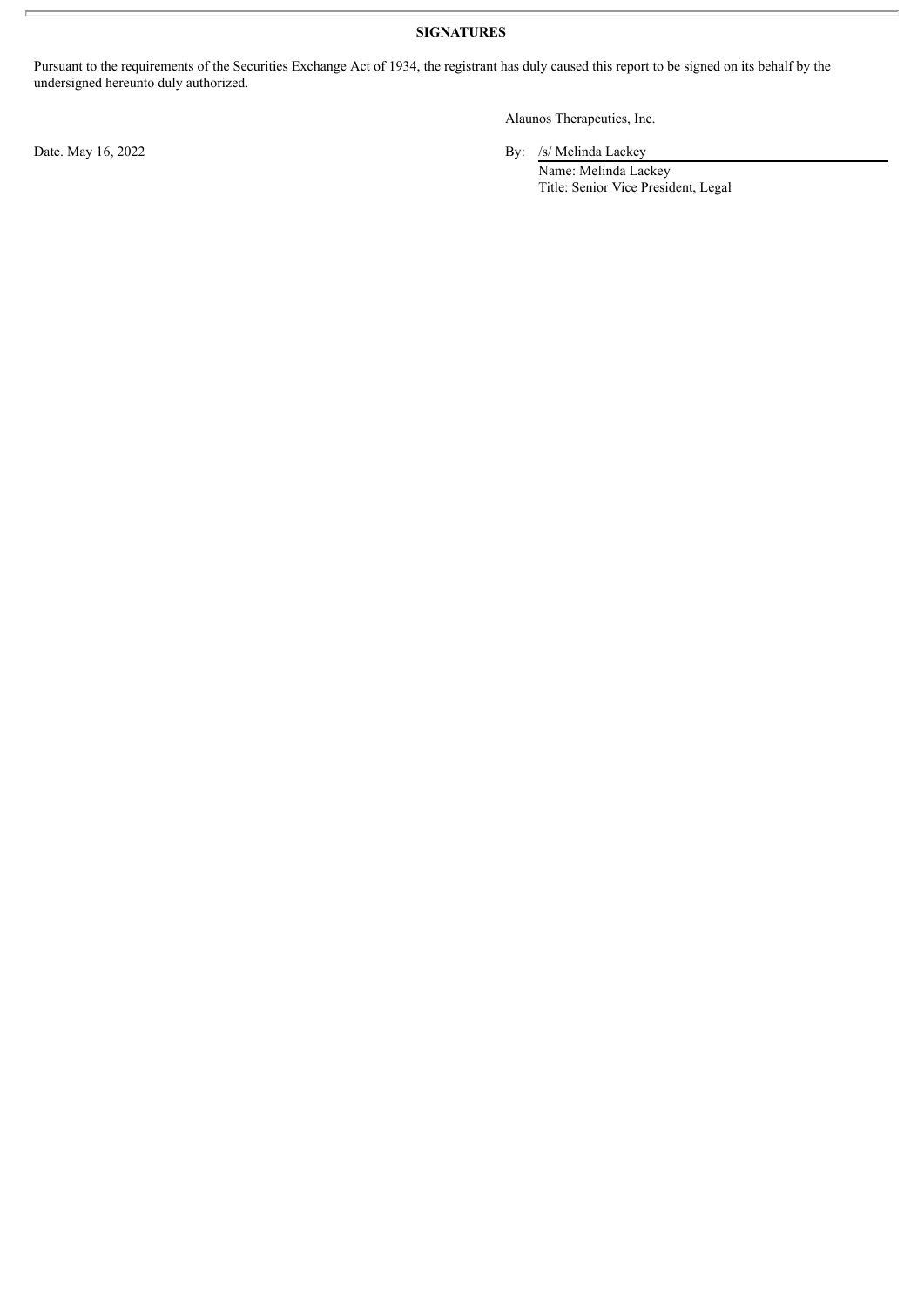**SIGNATURES**

Pursuant to the requirements of the Securities Exchange Act of 1934, the registrant has duly caused this report to be signed on its behalf by the undersigned hereunto duly authorized.

Alaunos Therapeutics, Inc.

Date. May 16, 2022

By: /s/ Melinda Lackey
Name: Melinda Lackey
Title: Senior Vice President, Legal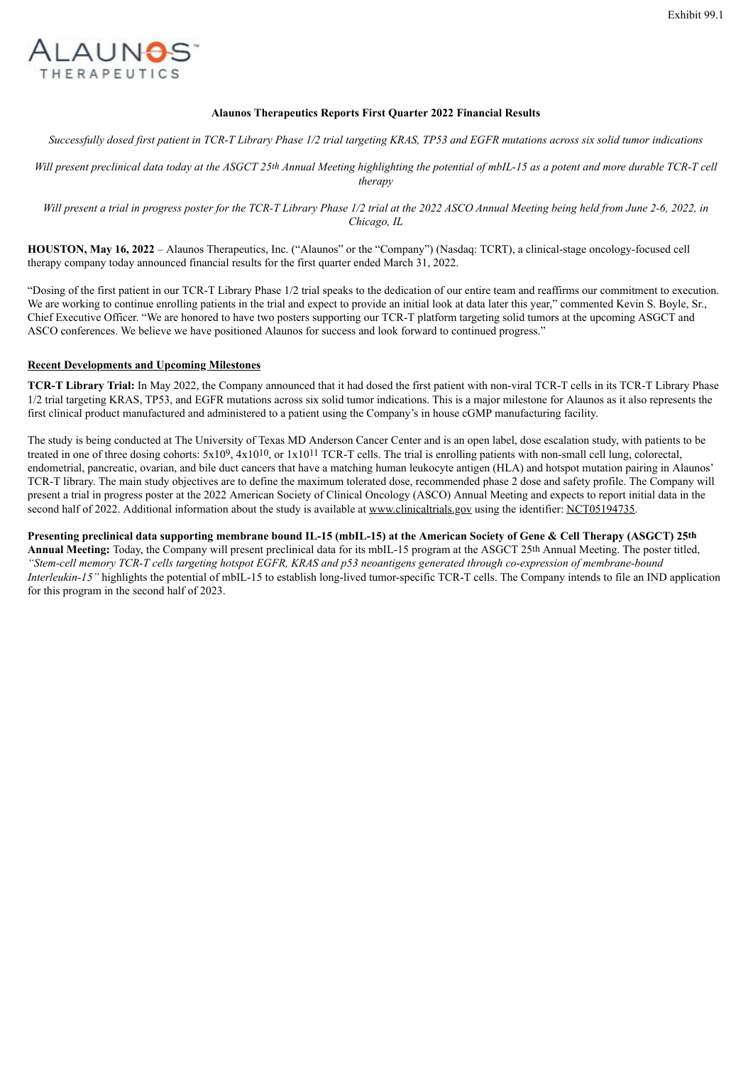Exhibit 99.1

**Alaunos Therapeutics Reports First Quarter 2022 Financial Results**

*Successfully dosed first patient in TCR-T Library Phase 1/2 trial targeting KRAS, TP53 and EGFR mutations across six solid tumor indications*

*Will present preclinical data today at the ASGCT 25th Annual Meeting highlighting the potential of mbIL-15 as a potent and more durable TCR-T cell therapy*

*Will present a trial in progress poster for the TCR-T Library Phase 1/2 trial at the 2022 ASCO Annual Meeting being held from June 2-6, 2022, in Chicago, IL*

**HOUSTON, May 16, 2022** – Alaunos Therapeutics, Inc. ("Alaunos" or the "Company") (Nasdaq: TCRT), a clinical-stage oncology-focused cell therapy company today announced financial results for the first quarter ended March 31, 2022.

"Dosing of the first patient in our TCR-T Library Phase 1/2 trial speaks to the dedication of our entire team and reaffirms our commitment to execution. We are working to continue enrolling patients in the trial and expect to provide an initial look at data later this year," commented Kevin S. Boyle, Sr., Chief Executive Officer. "We are honored to have two posters supporting our TCR-T platform targeting solid tumors at the upcoming ASGCT and ASCO conferences. We believe we have positioned Alaunos for success and look forward to continued progress."

**Recent Developments and Upcoming Milestones**

**TCR-T Library Trial:** In May 2022, the Company announced that it had dosed the first patient with non-viral TCR-T cells in its TCR-T Library Phase 1/2 trial targeting KRAS, TP53, and EGFR mutations across six solid tumor indications. This is a major milestone for Alaunos as it also represents the first clinical product manufactured and administered to a patient using the Company's in house cGMP manufacturing facility.

The study is being conducted at The University of Texas MD Anderson Cancer Center and is an open label, dose escalation study, with patients to be treated in one of three dosing cohorts: $5x10^9$, $4x10^{10}$, or $1x10^{11}$ TCR-T cells. The trial is enrolling patients with non-small cell lung, colorectal, endometrial, pancreatic, ovarian, and bile duct cancers that have a matching human leukocyte antigen (HLA) and hotspot mutation pairing in Alaunos' TCR-T library. The main study objectives are to define the maximum tolerated dose, recommended phase 2 dose and safety profile. The Company will present a trial in progress poster at the 2022 American Society of Clinical Oncology (ASCO) Annual Meeting and expects to report initial data in the second half of 2022. Additional information about the study is available at www.clinicaltrials.gov using the identifier: NCT05194735.

**Presenting preclinical data supporting membrane bound IL-15 (mbIL-15) at the American Society of Gene & Cell Therapy (ASGCT) 25th Annual Meeting:** Today, the Company will present preclinical data for its mbIL-15 program at the ASGCT 25th Annual Meeting. The poster titled, *"Stem-cell memory TCR-T cells targeting hotspot EGFR, KRAS and p53 neoantigens generated through co-expression of membrane-bound Interleukin-15"* highlights the potential of mbIL-15 to establish long-lived tumor-specific TCR-T cells. The Company intends to file an IND application for this program in the second half of 2023.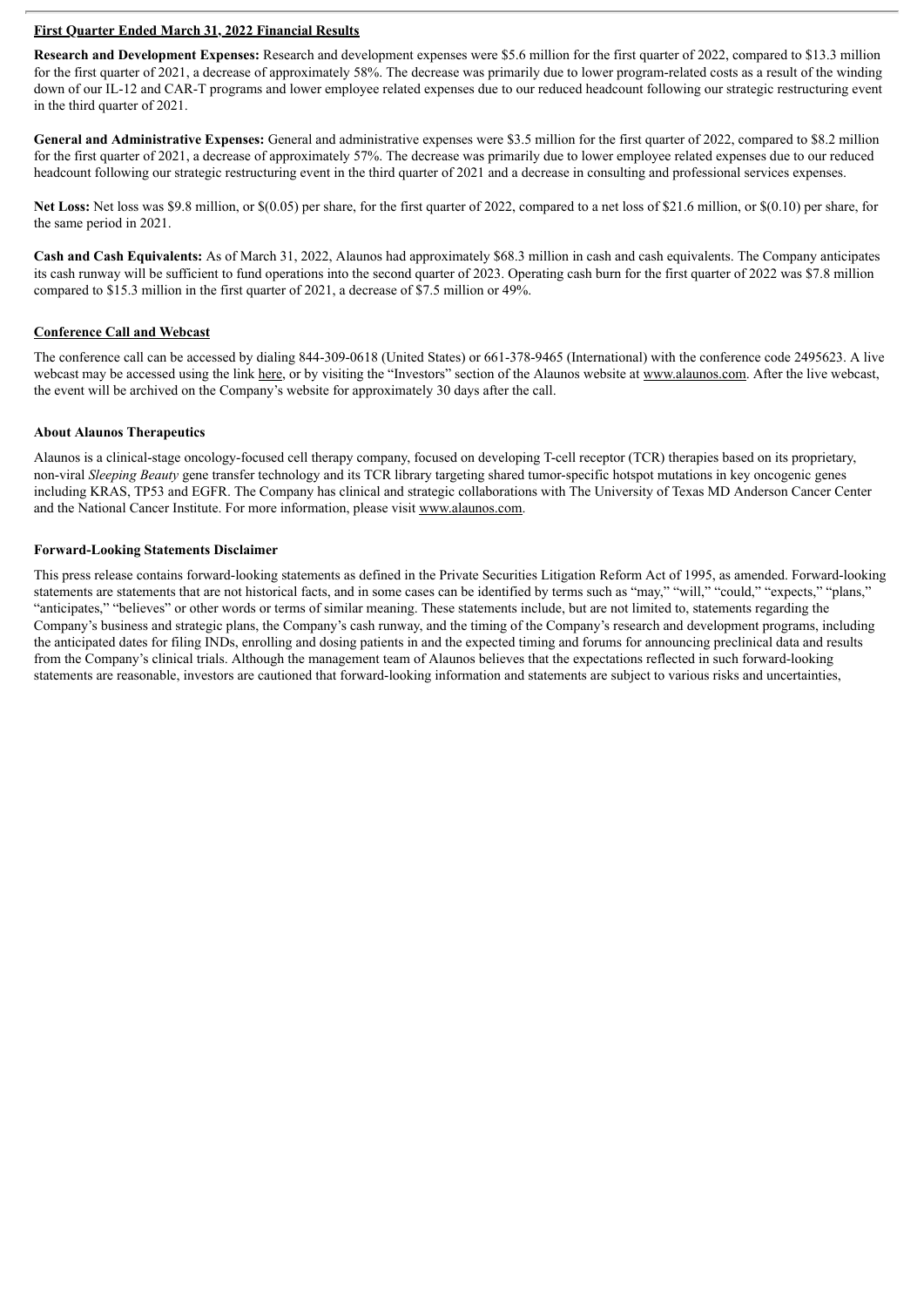**First Quarter Ended March 31, 2022 Financial Results**

**Research and Development Expenses:** Research and development expenses were $5.6 million for the first quarter of 2022, compared to $13.3 million for the first quarter of 2021, a decrease of approximately 58%. The decrease was primarily due to lower program-related costs as a result of the winding down of our IL-12 and CAR-T programs and lower employee related expenses due to our reduced headcount following our strategic restructuring event in the third quarter of 2021.

**General and Administrative Expenses:** General and administrative expenses were $3.5 million for the first quarter of 2022, compared to $8.2 million for the first quarter of 2021, a decrease of approximately 57%. The decrease was primarily due to lower employee related expenses due to our reduced headcount following our strategic restructuring event in the third quarter of 2021 and a decrease in consulting and professional services expenses.

**Net Loss:** Net loss was $9.8 million, or $(0.05) per share, for the first quarter of 2022, compared to a net loss of $21.6 million, or $(0.10) per share, for the same period in 2021.

**Cash and Cash Equivalents:** As of March 31, 2022, Alaunos had approximately $68.3 million in cash and cash equivalents. The Company anticipates its cash runway will be sufficient to fund operations into the second quarter of 2023. Operating cash burn for the first quarter of 2022 was $7.8 million compared to $15.3 million in the first quarter of 2021, a decrease of $7.5 million or 49%.

**Conference Call and Webcast**

The conference call can be accessed by dialing 844-309-0618 (United States) or 661-378-9465 (International) with the conference code 2495623. A live webcast may be accessed using the link here, or by visiting the "Investors" section of the Alaunos website at www.alaunos.com. After the live webcast, the event will be archived on the Company's website for approximately 30 days after the call.

**About Alaunos Therapeutics**

Alaunos is a clinical-stage oncology-focused cell therapy company, focused on developing T-cell receptor (TCR) therapies based on its proprietary, non-viral *Sleeping Beauty* gene transfer technology and its TCR library targeting shared tumor-specific hotspot mutations in key oncogenic genes including KRAS, TP53 and EGFR. The Company has clinical and strategic collaborations with The University of Texas MD Anderson Cancer Center and the National Cancer Institute. For more information, please visit www.alaunos.com.

**Forward-Looking Statements Disclaimer**

This press release contains forward-looking statements as defined in the Private Securities Litigation Reform Act of 1995, as amended. Forward-looking statements are statements that are not historical facts, and in some cases can be identified by terms such as "may," "will," "could," "expects," "plans," "anticipates," "believes" or other words or terms of similar meaning. These statements include, but are not limited to, statements regarding the Company's business and strategic plans, the Company's cash runway, and the timing of the Company's research and development programs, including the anticipated dates for filing INDs, enrolling and dosing patients in and the expected timing and forums for announcing preclinical data and results from the Company's clinical trials. Although the management team of Alaunos believes that the expectations reflected in such forward-looking statements are reasonable, investors are cautioned that forward-looking information and statements are subject to various risks and uncertainties,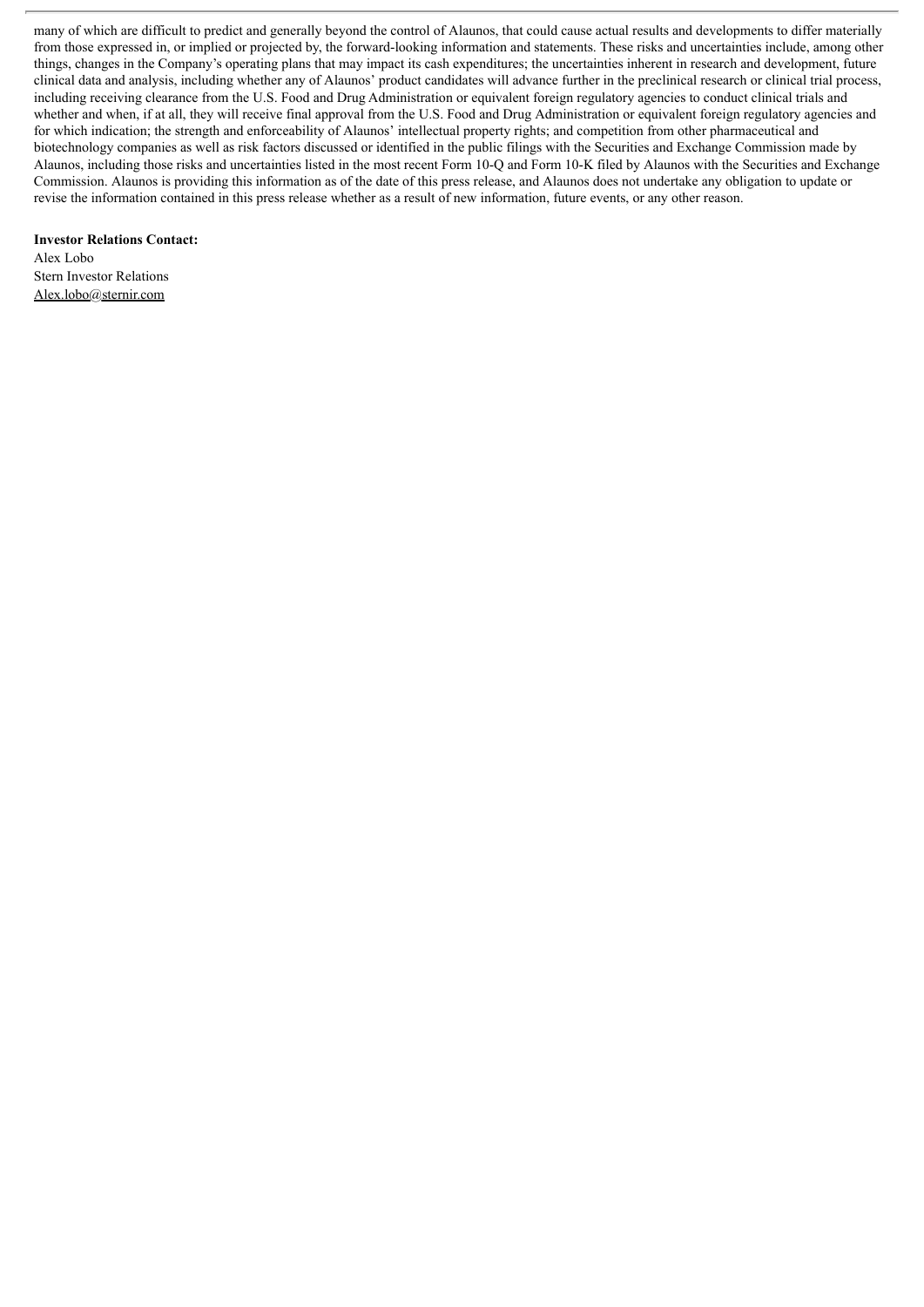many of which are difficult to predict and generally beyond the control of Alaunos, that could cause actual results and developments to differ materially from those expressed in, or implied or projected by, the forward-looking information and statements. These risks and uncertainties include, among other things, changes in the Company's operating plans that may impact its cash expenditures; the uncertainties inherent in research and development, future clinical data and analysis, including whether any of Alaunos' product candidates will advance further in the preclinical research or clinical trial process, including receiving clearance from the U.S. Food and Drug Administration or equivalent foreign regulatory agencies to conduct clinical trials and whether and when, if at all, they will receive final approval from the U.S. Food and Drug Administration or equivalent foreign regulatory agencies and for which indication; the strength and enforceability of Alaunos' intellectual property rights; and competition from other pharmaceutical and biotechnology companies as well as risk factors discussed or identified in the public filings with the Securities and Exchange Commission made by Alaunos, including those risks and uncertainties listed in the most recent Form 10-Q and Form 10-K filed by Alaunos with the Securities and Exchange Commission. Alaunos is providing this information as of the date of this press release, and Alaunos does not undertake any obligation to update or revise the information contained in this press release whether as a result of new information, future events, or any other reason.

**Investor Relations Contact:**
Alex Lobo
Stern Investor Relations
Alex.lobo@sternir.com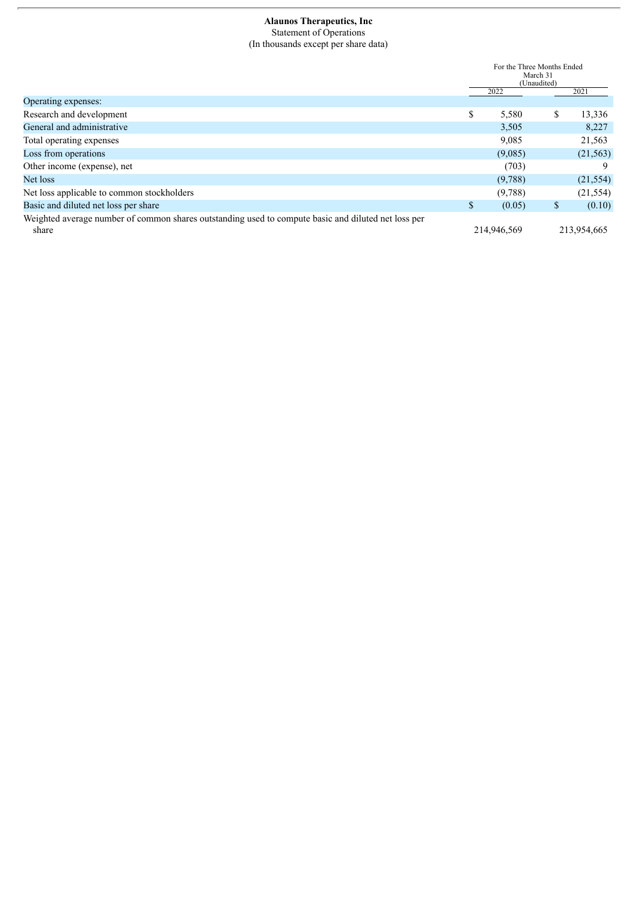**Alaunos Therapeutics, Inc**

Statement of Operations

(In thousands except per share data)

| | For the Three Months Ended March 31 (Unaudited) | |
|---|---|---|
| | 2022 | 2021 |
| Operating expenses: | | |
| Research and development | $ 5,580 | $ 13,336 |
| General and administrative | 3,505 | 8,227 |
| Total operating expenses | 9,085 | 21,563 |
| Loss from operations | (9,085) | (21,563) |
| Other income (expense), net | (703) | 9 |
| Net loss | (9,788) | (21,554) |
| Net loss applicable to common stockholders | (9,788) | (21,554) |
| Basic and diluted net loss per share | $ (0.05) | $ (0.10) |
| Weighted average number of common shares outstanding used to compute basic and diluted net loss per share | 214,946,569 | 213,954,665 |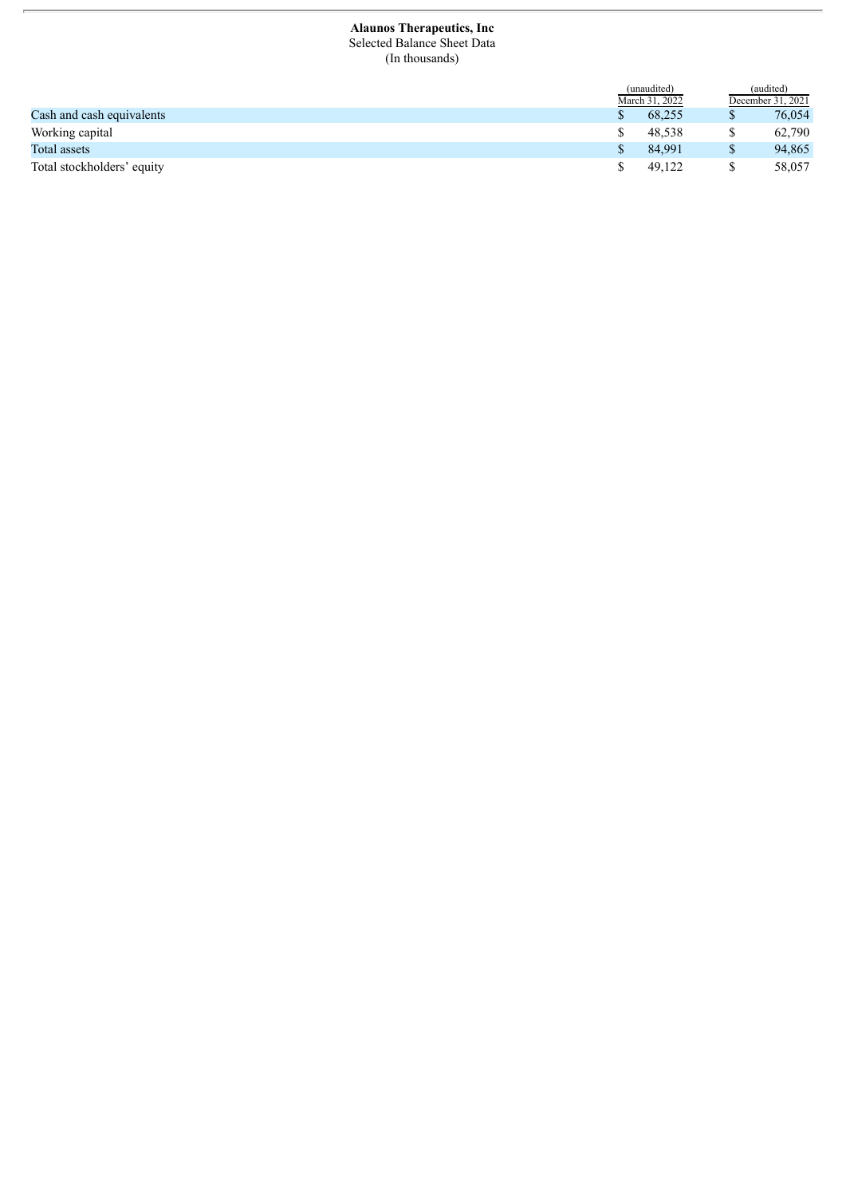**Alaunos Therapeutics, Inc**

Selected Balance Sheet Data

(In thousands)

| | (unaudited) March 31, 2022 | (audited) December 31, 2021 |
|---|---|---|
| Cash and cash equivalents | $ 68,255 | $ 76,054 |
| Working capital | $ 48,538 | $ 62,790 |
| Total assets | $ 84,991 | $ 94,865 |
| Total stockholders' equity | $ 49,122 | $ 58,057 |